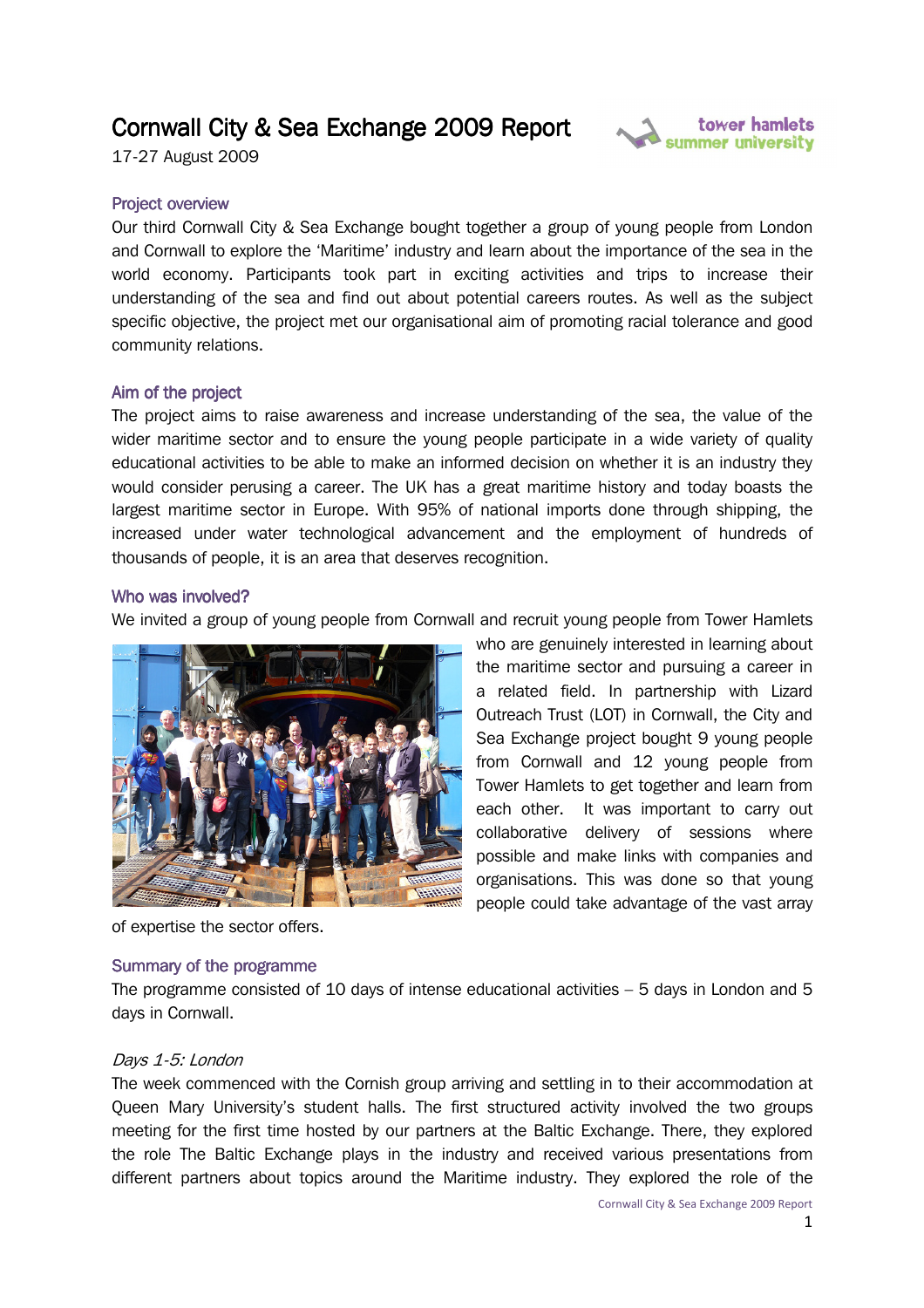# Cornwall City & Sea Exchange 2009 Report

17-27 August 2009

## Project overview

Our third Cornwall City & Sea Exchange bought together a group of young people from London and Cornwall to explore the 'Maritime' industry and learn about the importance of the sea in the world economy. Participants took part in exciting activities and trips to increase their understanding of the sea and find out about potential careers routes. As well as the subject specific objective, the project met our organisational aim of promoting racial tolerance and good community relations.

## Aim of the project

The project aims to raise awareness and increase understanding of the sea, the value of the wider maritime sector and to ensure the young people participate in a wide variety of quality educational activities to be able to make an informed decision on whether it is an industry they would consider perusing a career. The UK has a great maritime history and today boasts the largest maritime sector in Europe. With 95% of national imports done through shipping, the increased under water technological advancement and the employment of hundreds of thousands of people, it is an area that deserves recognition.

## Who was involved?

We invited a group of young people from Cornwall and recruit young people from Tower Hamlets who are genuinely interested in learning about the maritime sector and pursuing a career in a related field. In partnership with Lizard Outreach Trust (LOT) in Cornwall, the City and Sea Exchange project bought 9 young people from Cornwall and 12 young people from Tower Hamlets to get together and learn from each other. It was important to carry out collaborative delivery of sessions where possible and make links with companies and organisations. This was done so that young people could take advantage of the vast array of expertise the sector offers.

## Summary of the programme

The programme consisted of 10 days of intense educational activities – 5 days in London and 5 days in Cornwall.

### *Days 1-5: London*

The week commenced with the Cornish group arriving and settling in to their accommodation at Queen Mary University's student halls. The first structured activity involved the two groups meeting for the first time hosted by our partners at the Baltic Exchange. There, they explored the role The Baltic Exchange plays in the industry and received various presentations from different partners about topics around the Maritime industry. They explored the role of the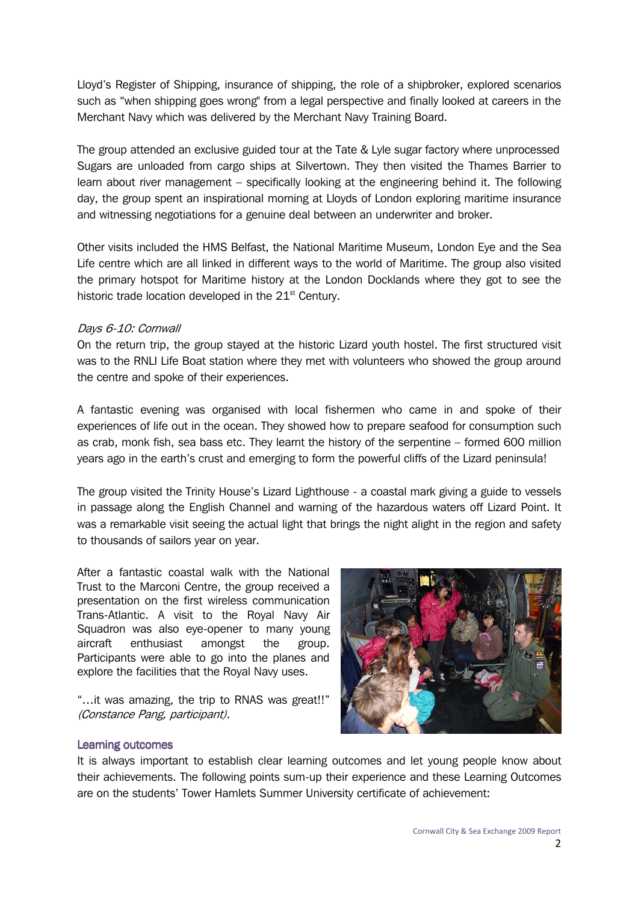Lloyd's Register of Shipping, insurance of shipping, the role of a shipbroker, explored scenarios such as "when shipping goes wrong" from a legal perspective and finally looked at careers in the Merchant Navy which was delivered by the Merchant Navy Training Board.

The group attended an exclusive guided tour at the Tate & Lyle sugar factory where unprocessed Sugars are unloaded from cargo ships at Silvertown. They then visited the Thames Barrier to learn about river management – specifically looking at the engineering behind it. The following day, the group spent an inspirational morning at Lloyds of London exploring maritime insurance and witnessing negotiations for a genuine deal between an underwriter and broker.

Other visits included the HMS Belfast, the National Maritime Museum, London Eye and the Sea Life centre which are all linked in different ways to the world of Maritime. The group also visited the primary hotspot for Maritime history at the London Docklands where they got to see the historic trade location developed in the 21st Century.

*Days 6-10: Cornwall*

On the return trip, the group stayed at the historic Lizard youth hostel. The first structured visit was to the RNLI Life Boat station where they met with volunteers who showed the group around the centre and spoke of their experiences.

A fantastic evening was organised with local fishermen who came in and spoke of their experiences of life out in the ocean. They showed how to prepare seafood for consumption such as crab, monk fish, sea bass etc. They learnt the history of the serpentine – formed 600 million years ago in the earth's crust and emerging to form the powerful cliffs of the Lizard peninsula!

The group visited the Trinity House's Lizard Lighthouse - a coastal mark giving a guide to vessels in passage along the English Channel and warning of the hazardous waters off Lizard Point. It was a remarkable visit seeing the actual light that brings the night alight in the region and safety to thousands of sailors year on year.

After a fantastic coastal walk with the National Trust to the Marconi Centre, the group received a presentation on the first wireless communication Trans-Atlantic. A visit to the Royal Navy Air Squadron was also eye-opener to many young aircraft enthusiast amongst the group. Participants were able to go into the planes and explore the facilities that the Royal Navy uses.

"…it was amazing, the trip to RNAS was great!!" *(Constance Pang, participant).*

## Learning outcomes

It is always important to establish clear learning outcomes and let young people know about their achievements. The following points sum-up their experience and these Learning Outcomes are on the students' Tower Hamlets Summer University certificate of achievement: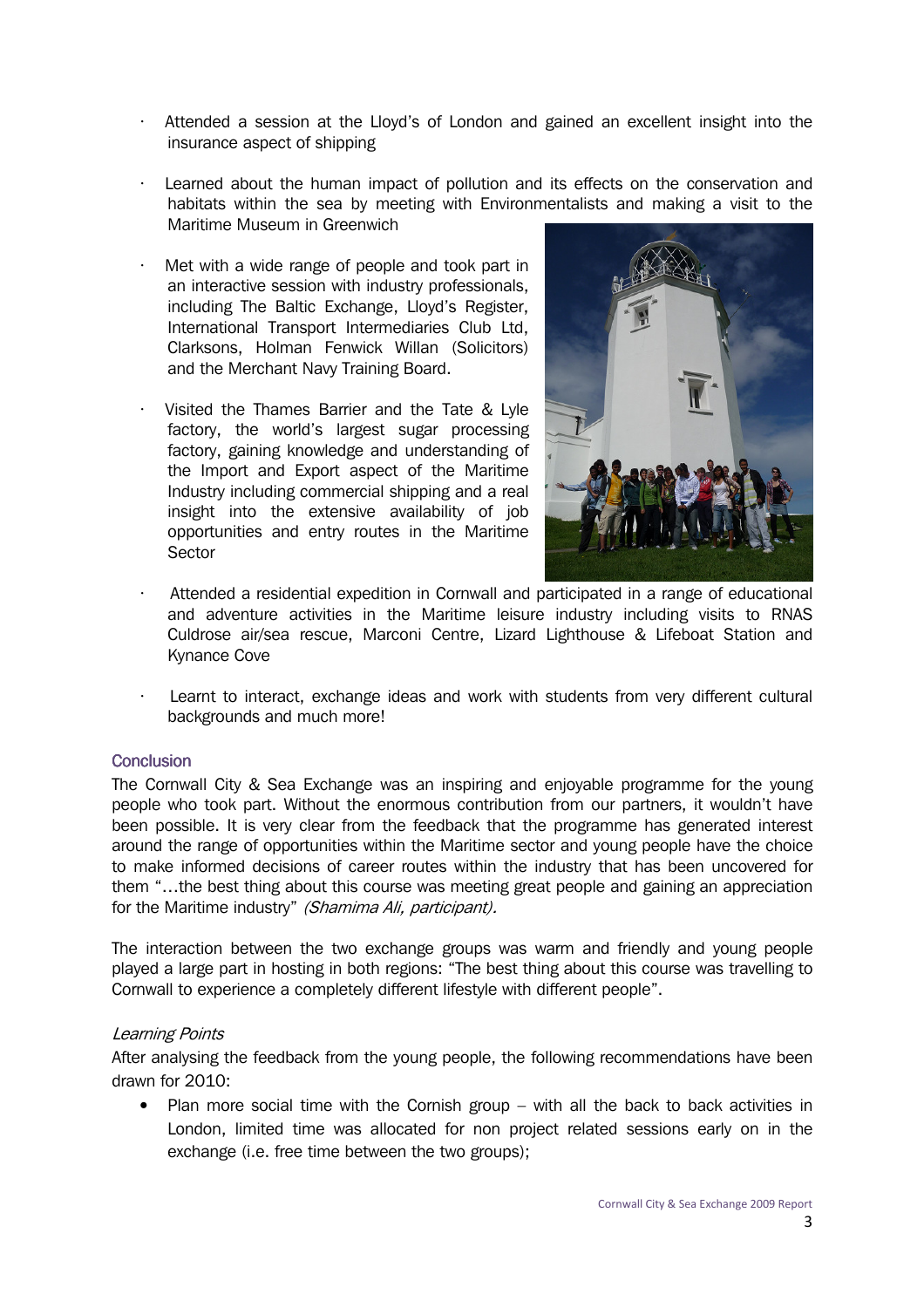- Attended a session at the Lloyd's of London and gained an excellent insight into the insurance aspect of shipping
- Learned about the human impact of pollution and its effects on the conservation and habitats within the sea by meeting with Environmentalists and making a visit to the Maritime Museum in Greenwich
- Met with a wide range of people and took part in an interactive session with industry professionals, including The Baltic Exchange, Lloyd's Register, International Transport Intermediaries Club Ltd, Clarksons, Holman Fenwick Willan (Solicitors) and the Merchant Navy Training Board.
- Visited the Thames Barrier and the Tate & Lyle factory, the world's largest sugar processing factory, gaining knowledge and understanding of the Import and Export aspect of the Maritime Industry including commercial shipping and a real insight into the extensive availability of job opportunities and entry routes in the Maritime Sector
- Attended a residential expedition in Cornwall and participated in a range of educational and adventure activities in the Maritime leisure industry including visits to RNAS Culdrose air/sea rescue, Marconi Centre, Lizard Lighthouse & Lifeboat Station and Kynance Cove
- Learnt to interact, exchange ideas and work with students from very different cultural backgrounds and much more!

## Conclusion

The Cornwall City & Sea Exchange was an inspiring and enjoyable programme for the young people who took part. Without the enormous contribution from our partners, it wouldn't have been possible. It is very clear from the feedback that the programme has generated interest around the range of opportunities within the Maritime sector and young people have the choice to make informed decisions of career routes within the industry that has been uncovered for them "…the best thing about this course was meeting great people and gaining an appreciation for the Maritime industry" *(Shamima Ali, participant).*

The interaction between the two exchange groups was warm and friendly and young people played a large part in hosting in both regions: "The best thing about this course was travelling to Cornwall to experience a completely different lifestyle with different people".

### *Learning Points*

After analysing the feedback from the young people, the following recommendations have been drawn for 2010:

- Plan more social time with the Cornish group – with all the back to back activities in London, limited time was allocated for non project related sessions early on in the exchange (i.e. free time between the two groups);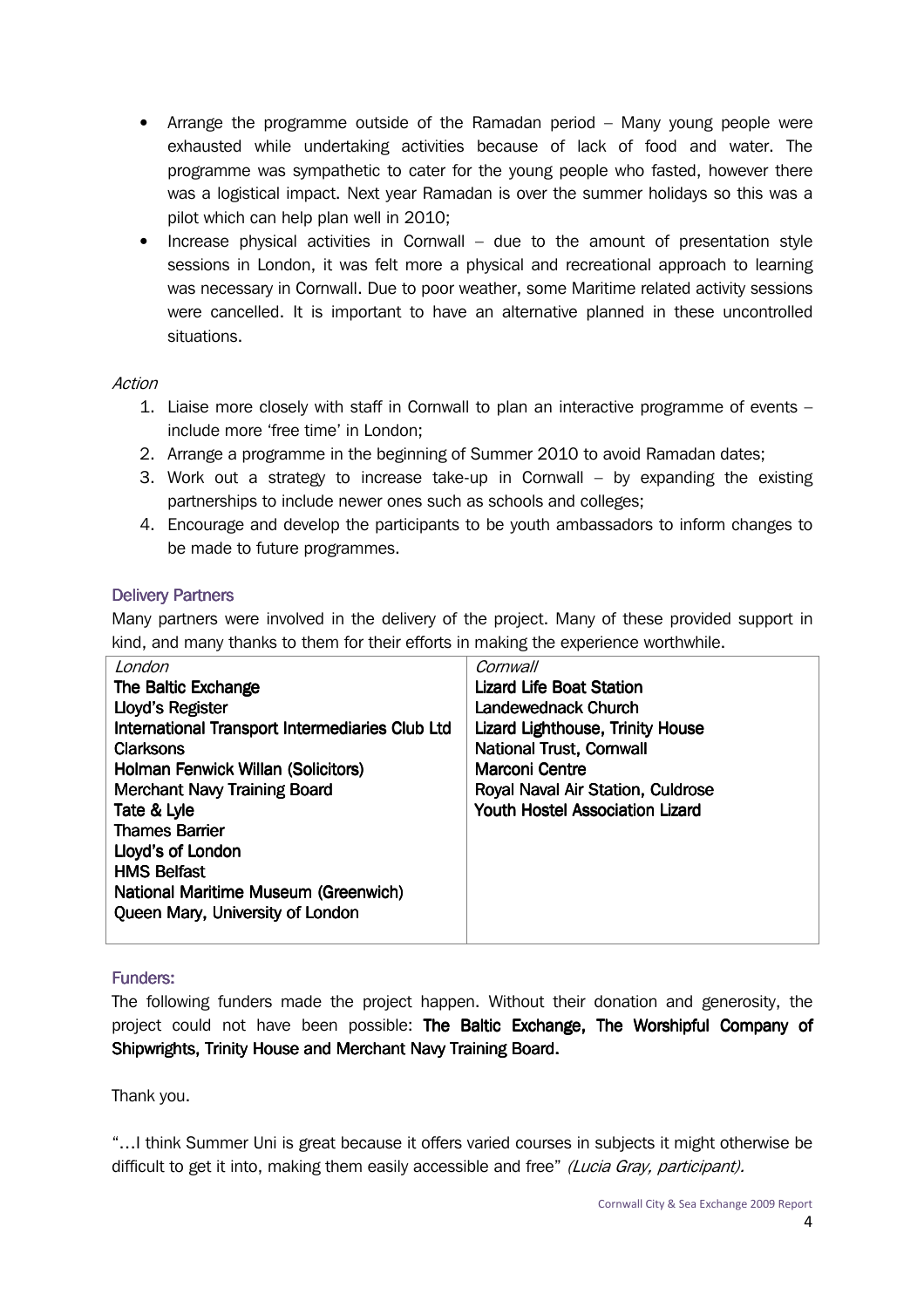- Arrange the programme outside of the Ramadan period – Many young people were exhausted while undertaking activities because of lack of food and water. The programme was sympathetic to cater for the young people who fasted, however there was a logistical impact. Next year Ramadan is over the summer holidays so this was a pilot which can help plan well in 2010;
- Increase physical activities in Cornwall – due to the amount of presentation style sessions in London, it was felt more a physical and recreational approach to learning was necessary in Cornwall. Due to poor weather, some Maritime related activity sessions were cancelled. It is important to have an alternative planned in these uncontrolled situations.

*Action*

1. Liaise more closely with staff in Cornwall to plan an interactive programme of events – include more 'free time' in London;
2. Arrange a programme in the beginning of Summer 2010 to avoid Ramadan dates;
3. Work out a strategy to increase take-up in Cornwall – by expanding the existing partnerships to include newer ones such as schools and colleges;
4. Encourage and develop the participants to be youth ambassadors to inform changes to be made to future programmes.

## Delivery Partners

Many partners were involved in the delivery of the project. Many of these provided support in kind, and many thanks to them for their efforts in making the experience worthwhile.

| *London* | *Cornwall* |
|---|---|
| **The Baltic Exchange** | **Lizard Life Boat Station** |
| **Lloyd's Register** | **Landewednack Church** |
| **International Transport Intermediaries Club Ltd** | **Lizard Lighthouse, Trinity House** |
| **Clarksons** | **National Trust, Cornwall** |
| **Holman Fenwick Willan (Solicitors)** | **Marconi Centre** |
| **Merchant Navy Training Board** | **Royal Naval Air Station, Culdrose** |
| **Tate & Lyle** | **Youth Hostel Association Lizard** |
| **Thames Barrier** | |
| **Lloyd's of London** | |
| **HMS Belfast** | |
| **National Maritime Museum (Greenwich)** | |
| **Queen Mary, University of London** | |

## Funders:

The following funders made the project happen. Without their donation and generosity, the project could not have been possible: **The Baltic Exchange, The Worshipful Company of Shipwrights, Trinity House and Merchant Navy Training Board.**

Thank you.

"…I think Summer Uni is great because it offers varied courses in subjects it might otherwise be difficult to get it into, making them easily accessible and free" *(Lucia Gray, participant).*